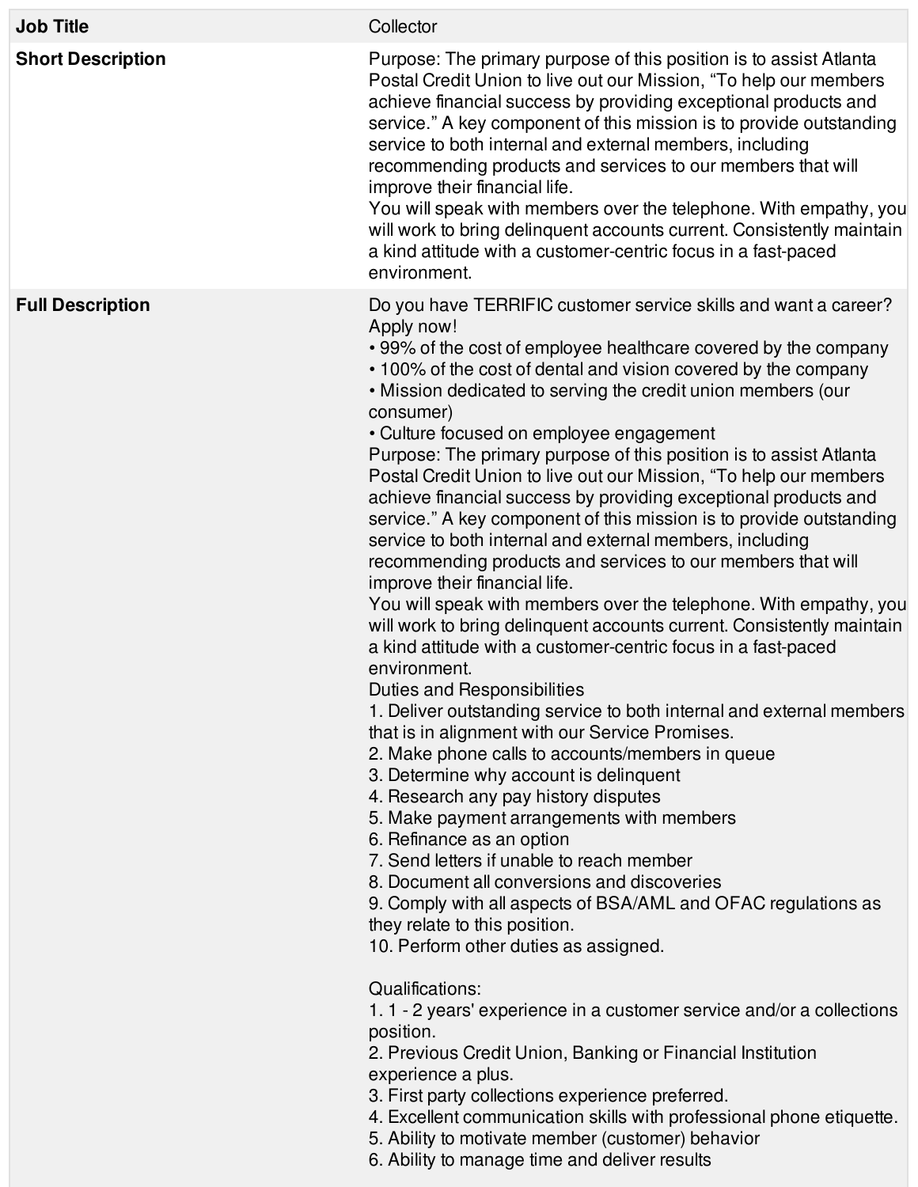| | |
|---|---|
| **Job Title** | Collector |
| **Short Description** | Purpose: The primary purpose of this position is to assist Atlanta Postal Credit Union to live out our Mission, “To help our members achieve financial success by providing exceptional products and service.” A key component of this mission is to provide outstanding service to both internal and external members, including recommending products and services to our members that will improve their financial life.<br>You will speak with members over the telephone. With empathy, you will work to bring delinquent accounts current. Consistently maintain a kind attitude with a customer-centric focus in a fast-paced environment. |
| **Full Description** | Do you have TERRIFIC customer service skills and want a career? Apply now!<br>• 99% of the cost of employee healthcare covered by the company<br>• 100% of the cost of dental and vision covered by the company<br>• Mission dedicated to serving the credit union members (our consumer)<br>• Culture focused on employee engagement<br>Purpose: The primary purpose of this position is to assist Atlanta Postal Credit Union to live out our Mission, “To help our members achieve financial success by providing exceptional products and service.” A key component of this mission is to provide outstanding service to both internal and external members, including recommending products and services to our members that will improve their financial life.<br>You will speak with members over the telephone. With empathy, you will work to bring delinquent accounts current. Consistently maintain a kind attitude with a customer-centric focus in a fast-paced environment.<br>Duties and Responsibilities<br>1. Deliver outstanding service to both internal and external members that is in alignment with our Service Promises.<br>2. Make phone calls to accounts/members in queue<br>3. Determine why account is delinquent<br>4. Research any pay history disputes<br>5. Make payment arrangements with members<br>6. Refinance as an option<br>7. Send letters if unable to reach member<br>8. Document all conversions and discoveries<br>9. Comply with all aspects of BSA/AML and OFAC regulations as they relate to this position.<br>10. Perform other duties as assigned.<br><br>Qualifications:<br>1. 1 - 2 years' experience in a customer service and/or a collections position.<br>2. Previous Credit Union, Banking or Financial Institution experience a plus.<br>3. First party collections experience preferred.<br>4. Excellent communication skills with professional phone etiquette.<br>5. Ability to motivate member (customer) behavior<br>6. Ability to manage time and deliver results |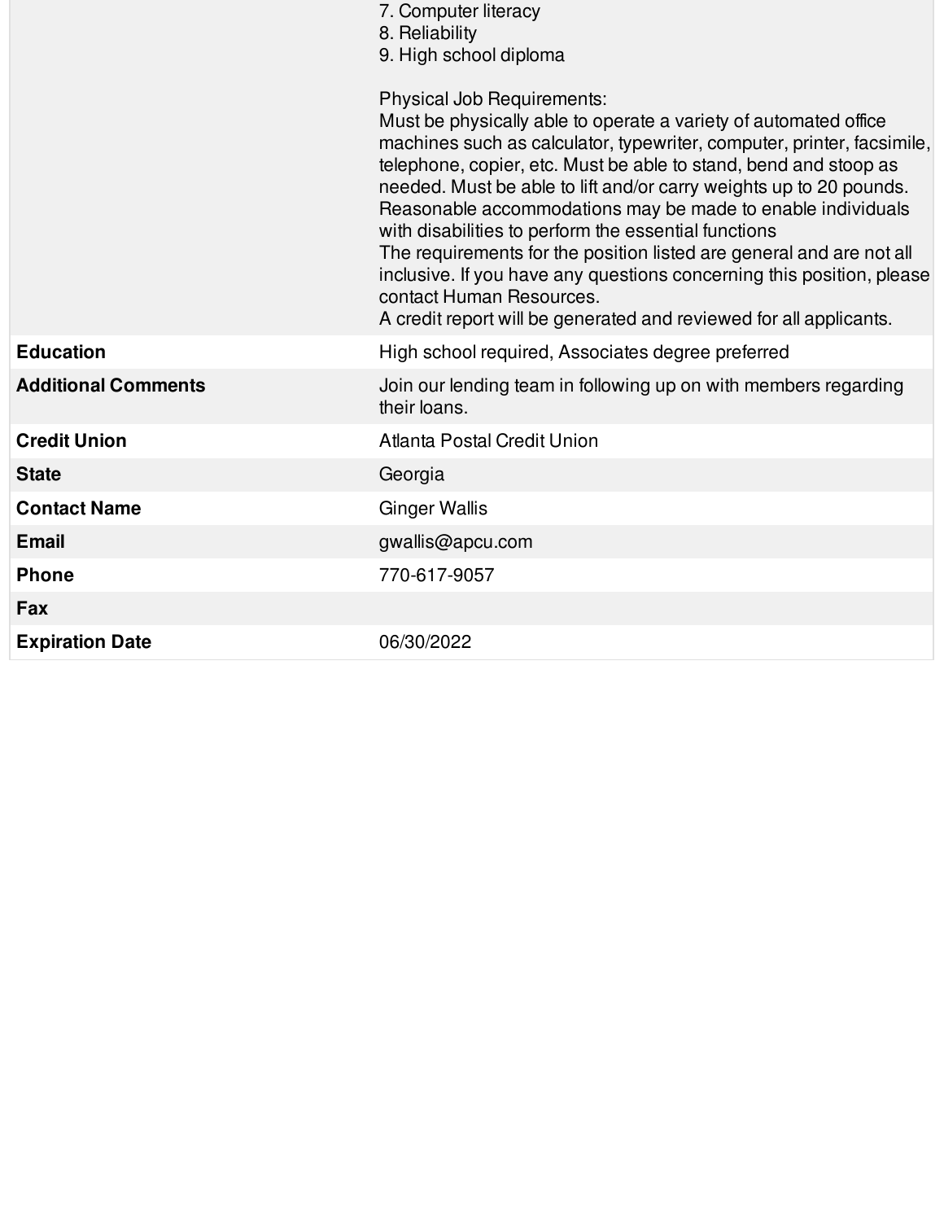| | |
|---|---|
| | 7. Computer literacy<br>8. Reliability<br>9. High school diploma<br><br>Physical Job Requirements:<br>Must be physically able to operate a variety of automated office machines such as calculator, typewriter, computer, printer, facsimile, telephone, copier, etc. Must be able to stand, bend and stoop as needed. Must be able to lift and/or carry weights up to 20 pounds. Reasonable accommodations may be made to enable individuals with disabilities to perform the essential functions<br>The requirements for the position listed are general and are not all inclusive. If you have any questions concerning this position, please contact Human Resources.<br>A credit report will be generated and reviewed for all applicants. |
| **Education** | High school required, Associates degree preferred |
| **Additional Comments** | Join our lending team in following up on with members regarding their loans. |
| **Credit Union** | Atlanta Postal Credit Union |
| **State** | Georgia |
| **Contact Name** | Ginger Wallis |
| **Email** | gwallis@apcu.com |
| **Phone** | 770-617-9057 |
| **Fax** | |
| **Expiration Date** | 06/30/2022 |